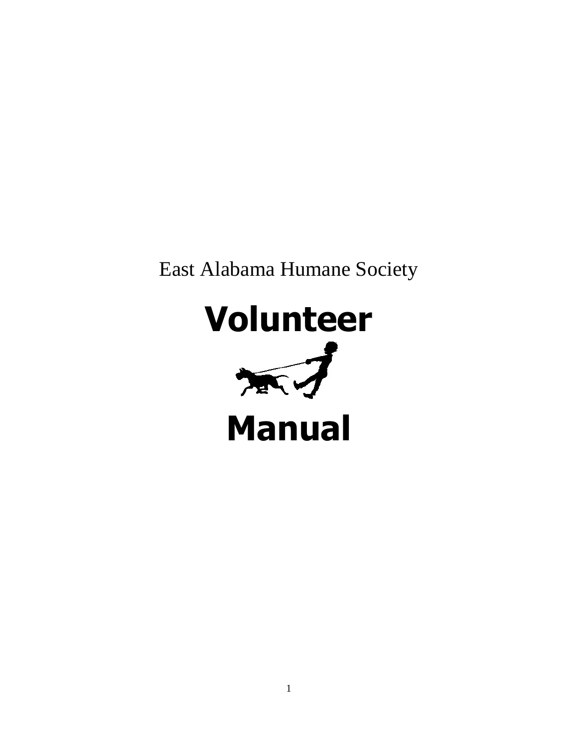East Alabama Humane Society

# Volunteer

# Manual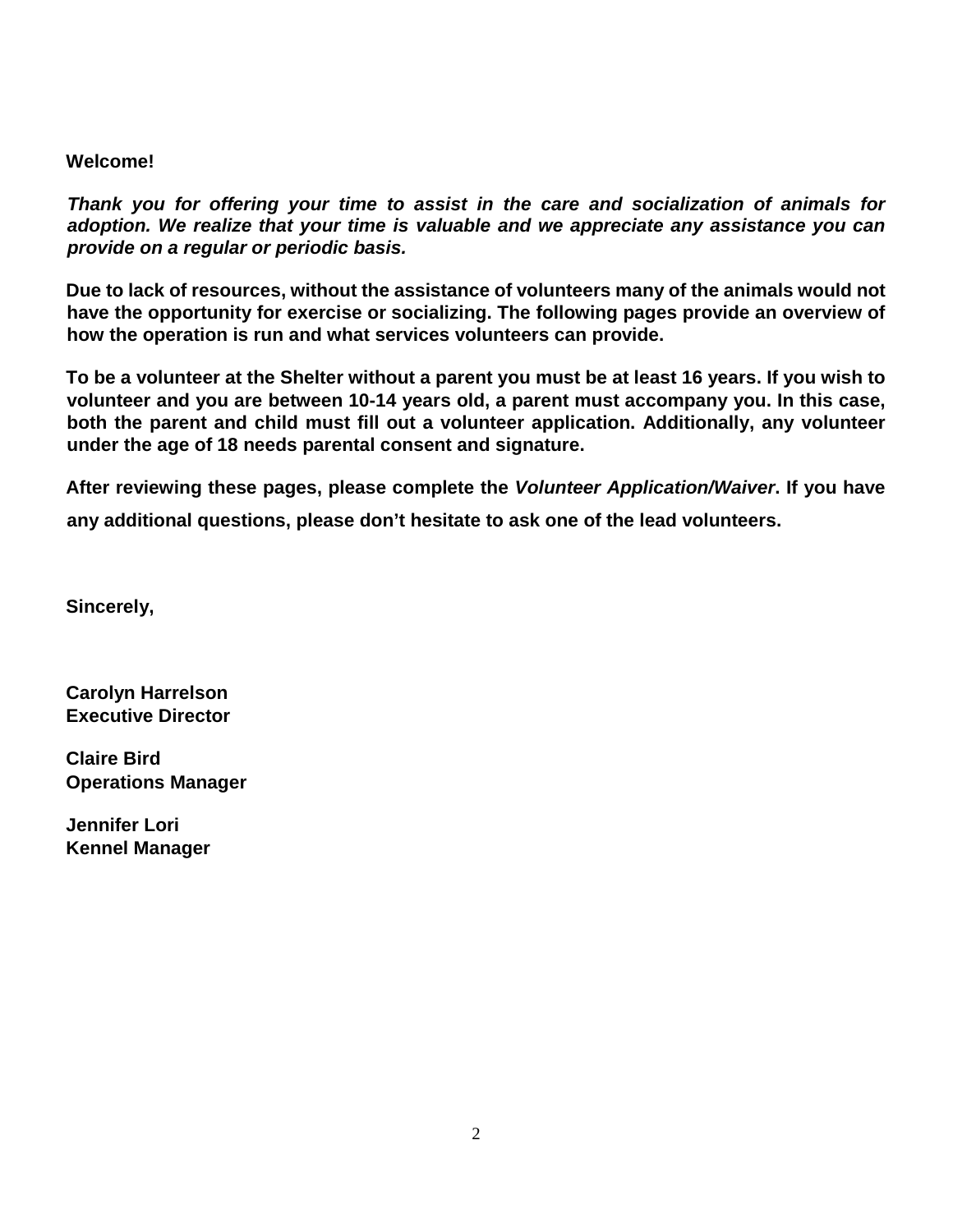**Welcome!**

***Thank you for offering your time to assist in the care and socialization of animals for adoption. We realize that your time is valuable and we appreciate any assistance you can provide on a regular or periodic basis.***

**Due to lack of resources, without the assistance of volunteers many of the animals would not have the opportunity for exercise or socializing. The following pages provide an overview of how the operation is run and what services volunteers can provide.**

**To be a volunteer at the Shelter without a parent you must be at least 16 years. If you wish to volunteer and you are between 10-14 years old, a parent must accompany you. In this case, both the parent and child must fill out a volunteer application. Additionally, any volunteer under the age of 18 needs parental consent and signature.**

**After reviewing these pages, please complete the *Volunteer Application/Waiver*. If you have any additional questions, please don't hesitate to ask one of the lead volunteers.**

**Sincerely,**

**Carolyn Harrelson**
**Executive Director**

**Claire Bird**
**Operations Manager**

**Jennifer Lori**
**Kennel Manager**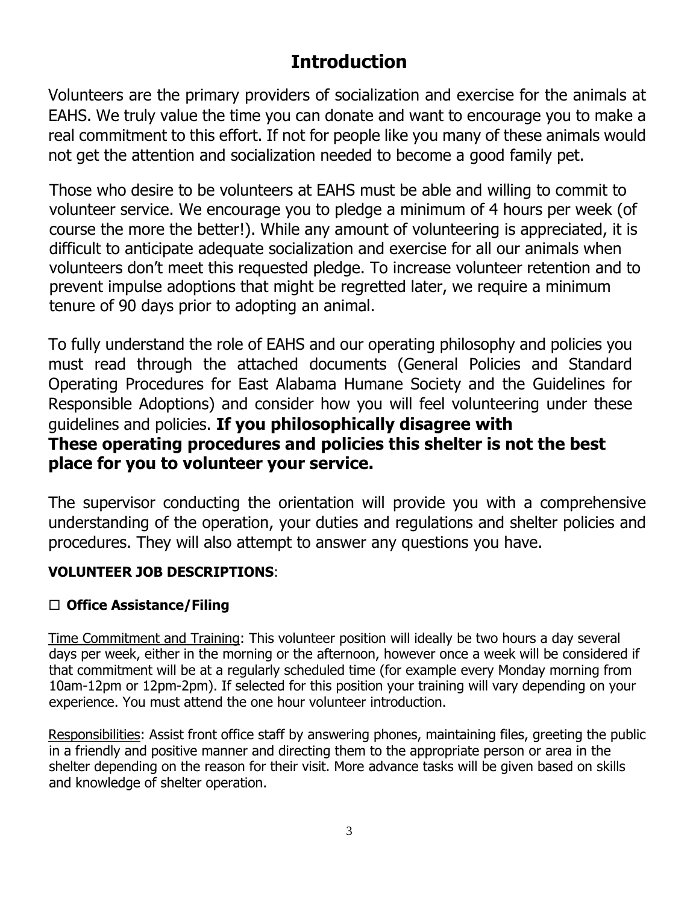# Introduction

Volunteers are the primary providers of socialization and exercise for the animals at EAHS. We truly value the time you can donate and want to encourage you to make a real commitment to this effort. If not for people like you many of these animals would not get the attention and socialization needed to become a good family pet.

Those who desire to be volunteers at EAHS must be able and willing to commit to volunteer service. We encourage you to pledge a minimum of 4 hours per week (of course the more the better!). While any amount of volunteering is appreciated, it is difficult to anticipate adequate socialization and exercise for all our animals when volunteers don't meet this requested pledge. To increase volunteer retention and to prevent impulse adoptions that might be regretted later, we require a minimum tenure of 90 days prior to adopting an animal.

To fully understand the role of EAHS and our operating philosophy and policies you must read through the attached documents (General Policies and Standard Operating Procedures for East Alabama Humane Society and the Guidelines for Responsible Adoptions) and consider how you will feel volunteering under these guidelines and policies. **If you philosophically disagree with These operating procedures and policies this shelter is not the best place for you to volunteer your service.**

The supervisor conducting the orientation will provide you with a comprehensive understanding of the operation, your duties and regulations and shelter policies and procedures. They will also attempt to answer any questions you have.

**VOLUNTEER JOB DESCRIPTIONS**:

☐ **Office Assistance/Filing**

Time Commitment and Training: This volunteer position will ideally be two hours a day several days per week, either in the morning or the afternoon, however once a week will be considered if that commitment will be at a regularly scheduled time (for example every Monday morning from 10am-12pm or 12pm-2pm). If selected for this position your training will vary depending on your experience. You must attend the one hour volunteer introduction.

Responsibilities: Assist front office staff by answering phones, maintaining files, greeting the public in a friendly and positive manner and directing them to the appropriate person or area in the shelter depending on the reason for their visit. More advance tasks will be given based on skills and knowledge of shelter operation.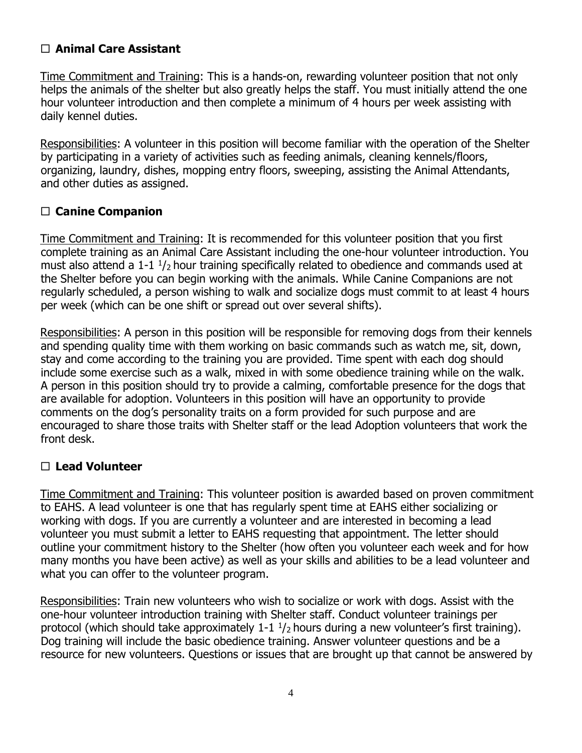## ☐ Animal Care Assistant

Time Commitment and Training: This is a hands-on, rewarding volunteer position that not only helps the animals of the shelter but also greatly helps the staff. You must initially attend the one hour volunteer introduction and then complete a minimum of 4 hours per week assisting with daily kennel duties.

Responsibilities: A volunteer in this position will become familiar with the operation of the Shelter by participating in a variety of activities such as feeding animals, cleaning kennels/floors, organizing, laundry, dishes, mopping entry floors, sweeping, assisting the Animal Attendants, and other duties as assigned.

## ☐ Canine Companion

Time Commitment and Training: It is recommended for this volunteer position that you first complete training as an Animal Care Assistant including the one-hour volunteer introduction. You must also attend a 1-1 ½ hour training specifically related to obedience and commands used at the Shelter before you can begin working with the animals. While Canine Companions are not regularly scheduled, a person wishing to walk and socialize dogs must commit to at least 4 hours per week (which can be one shift or spread out over several shifts).

Responsibilities: A person in this position will be responsible for removing dogs from their kennels and spending quality time with them working on basic commands such as watch me, sit, down, stay and come according to the training you are provided. Time spent with each dog should include some exercise such as a walk, mixed in with some obedience training while on the walk. A person in this position should try to provide a calming, comfortable presence for the dogs that are available for adoption. Volunteers in this position will have an opportunity to provide comments on the dog's personality traits on a form provided for such purpose and are encouraged to share those traits with Shelter staff or the lead Adoption volunteers that work the front desk.

## ☐ Lead Volunteer

Time Commitment and Training: This volunteer position is awarded based on proven commitment to EAHS. A lead volunteer is one that has regularly spent time at EAHS either socializing or working with dogs. If you are currently a volunteer and are interested in becoming a lead volunteer you must submit a letter to EAHS requesting that appointment. The letter should outline your commitment history to the Shelter (how often you volunteer each week and for how many months you have been active) as well as your skills and abilities to be a lead volunteer and what you can offer to the volunteer program.

Responsibilities: Train new volunteers who wish to socialize or work with dogs. Assist with the one-hour volunteer introduction training with Shelter staff. Conduct volunteer trainings per protocol (which should take approximately 1-1 ½ hours during a new volunteer's first training). Dog training will include the basic obedience training. Answer volunteer questions and be a resource for new volunteers. Questions or issues that are brought up that cannot be answered by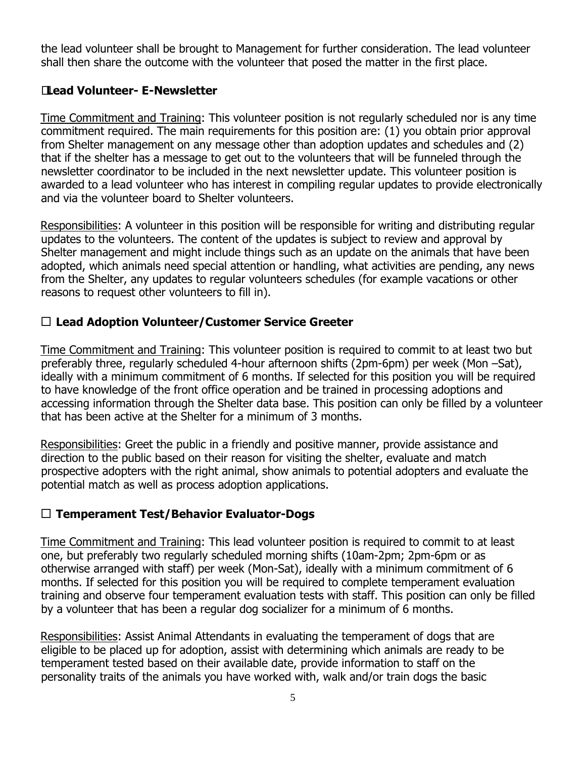the lead volunteer shall be brought to Management for further consideration. The lead volunteer shall then share the outcome with the volunteer that posed the matter in the first place.

### ☐ Lead Volunteer- E-Newsletter

Time Commitment and Training: This volunteer position is not regularly scheduled nor is any time commitment required. The main requirements for this position are: (1) you obtain prior approval from Shelter management on any message other than adoption updates and schedules and (2) that if the shelter has a message to get out to the volunteers that will be funneled through the newsletter coordinator to be included in the next newsletter update. This volunteer position is awarded to a lead volunteer who has interest in compiling regular updates to provide electronically and via the volunteer board to Shelter volunteers.

Responsibilities: A volunteer in this position will be responsible for writing and distributing regular updates to the volunteers. The content of the updates is subject to review and approval by Shelter management and might include things such as an update on the animals that have been adopted, which animals need special attention or handling, what activities are pending, any news from the Shelter, any updates to regular volunteers schedules (for example vacations or other reasons to request other volunteers to fill in).

### ☐ Lead Adoption Volunteer/Customer Service Greeter

Time Commitment and Training: This volunteer position is required to commit to at least two but preferably three, regularly scheduled 4-hour afternoon shifts (2pm-6pm) per week (Mon –Sat), ideally with a minimum commitment of 6 months. If selected for this position you will be required to have knowledge of the front office operation and be trained in processing adoptions and accessing information through the Shelter data base. This position can only be filled by a volunteer that has been active at the Shelter for a minimum of 3 months.

Responsibilities: Greet the public in a friendly and positive manner, provide assistance and direction to the public based on their reason for visiting the shelter, evaluate and match prospective adopters with the right animal, show animals to potential adopters and evaluate the potential match as well as process adoption applications.

### ☐ Temperament Test/Behavior Evaluator-Dogs

Time Commitment and Training: This lead volunteer position is required to commit to at least one, but preferably two regularly scheduled morning shifts (10am-2pm; 2pm-6pm or as otherwise arranged with staff) per week (Mon-Sat), ideally with a minimum commitment of 6 months. If selected for this position you will be required to complete temperament evaluation training and observe four temperament evaluation tests with staff. This position can only be filled by a volunteer that has been a regular dog socializer for a minimum of 6 months.

Responsibilities: Assist Animal Attendants in evaluating the temperament of dogs that are eligible to be placed up for adoption, assist with determining which animals are ready to be temperament tested based on their available date, provide information to staff on the personality traits of the animals you have worked with, walk and/or train dogs the basic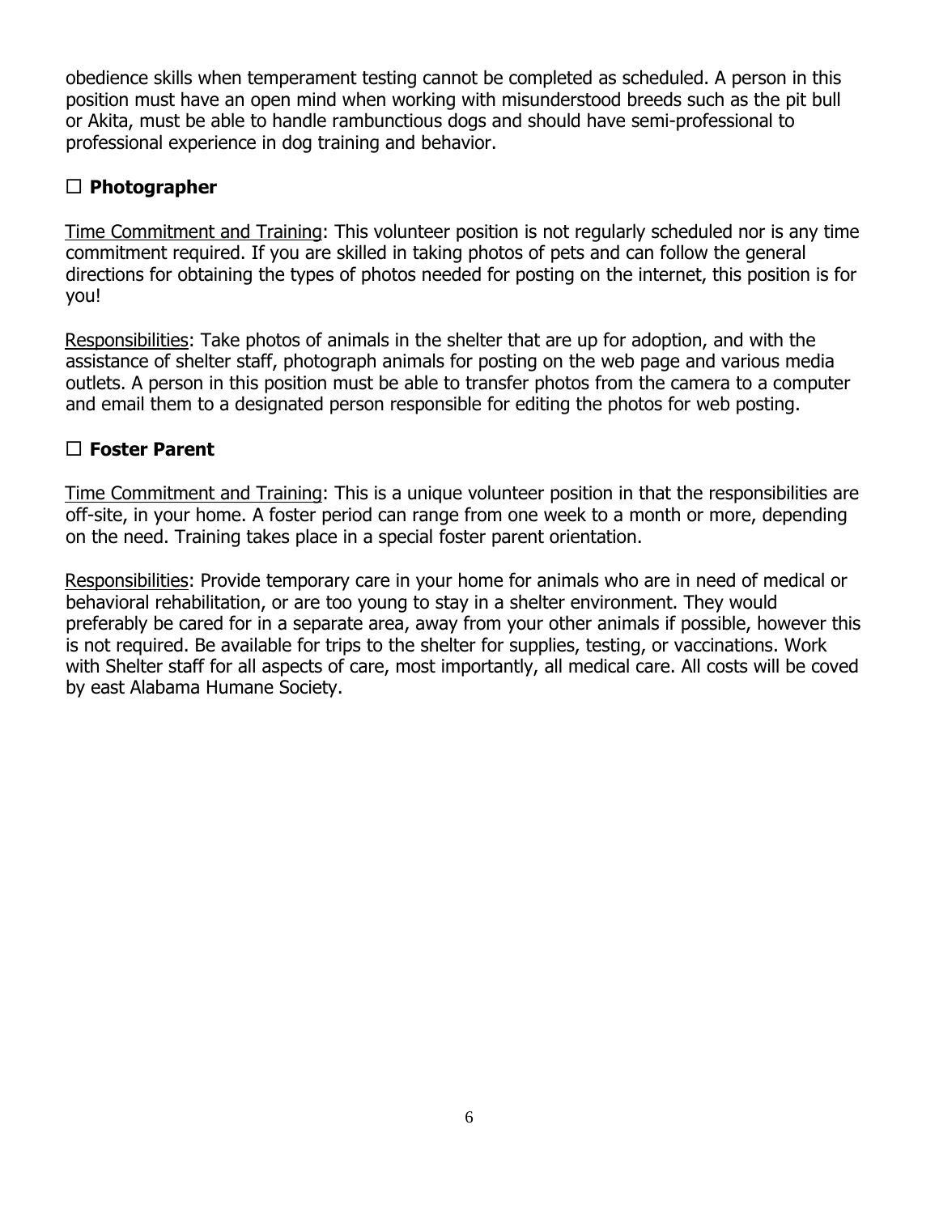obedience skills when temperament testing cannot be completed as scheduled. A person in this position must have an open mind when working with misunderstood breeds such as the pit bull or Akita, must be able to handle rambunctious dogs and should have semi-professional to professional experience in dog training and behavior.

☐ **Photographer**

Time Commitment and Training: This volunteer position is not regularly scheduled nor is any time commitment required. If you are skilled in taking photos of pets and can follow the general directions for obtaining the types of photos needed for posting on the internet, this position is for you!

Responsibilities: Take photos of animals in the shelter that are up for adoption, and with the assistance of shelter staff, photograph animals for posting on the web page and various media outlets. A person in this position must be able to transfer photos from the camera to a computer and email them to a designated person responsible for editing the photos for web posting.

☐ **Foster Parent**

Time Commitment and Training: This is a unique volunteer position in that the responsibilities are off-site, in your home. A foster period can range from one week to a month or more, depending on the need. Training takes place in a special foster parent orientation.

Responsibilities: Provide temporary care in your home for animals who are in need of medical or behavioral rehabilitation, or are too young to stay in a shelter environment. They would preferably be cared for in a separate area, away from your other animals if possible, however this is not required. Be available for trips to the shelter for supplies, testing, or vaccinations. Work with Shelter staff for all aspects of care, most importantly, all medical care. All costs will be coved by east Alabama Humane Society.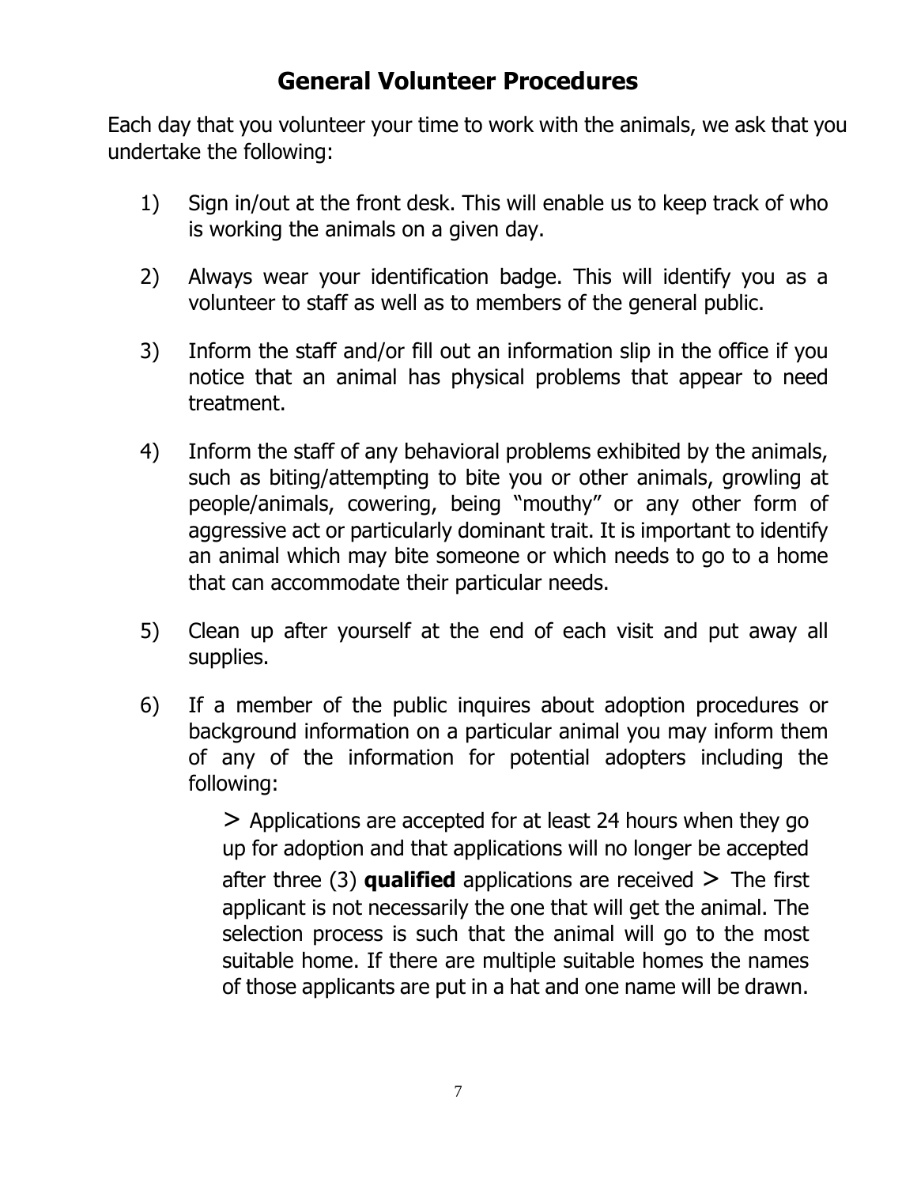## General Volunteer Procedures

Each day that you volunteer your time to work with the animals, we ask that you undertake the following:

1) Sign in/out at the front desk. This will enable us to keep track of who is working the animals on a given day.

2) Always wear your identification badge. This will identify you as a volunteer to staff as well as to members of the general public.

3) Inform the staff and/or fill out an information slip in the office if you notice that an animal has physical problems that appear to need treatment.

4) Inform the staff of any behavioral problems exhibited by the animals, such as biting/attempting to bite you or other animals, growling at people/animals, cowering, being "mouthy" or any other form of aggressive act or particularly dominant trait. It is important to identify an animal which may bite someone or which needs to go to a home that can accommodate their particular needs.

5) Clean up after yourself at the end of each visit and put away all supplies.

6) If a member of the public inquires about adoption procedures or background information on a particular animal you may inform them of any of the information for potential adopters including the following:

   > Applications are accepted for at least 24 hours when they go up for adoption and that applications will no longer be accepted after three (3) **qualified** applications are received > The first applicant is not necessarily the one that will get the animal. The selection process is such that the animal will go to the most suitable home. If there are multiple suitable homes the names of those applicants are put in a hat and one name will be drawn.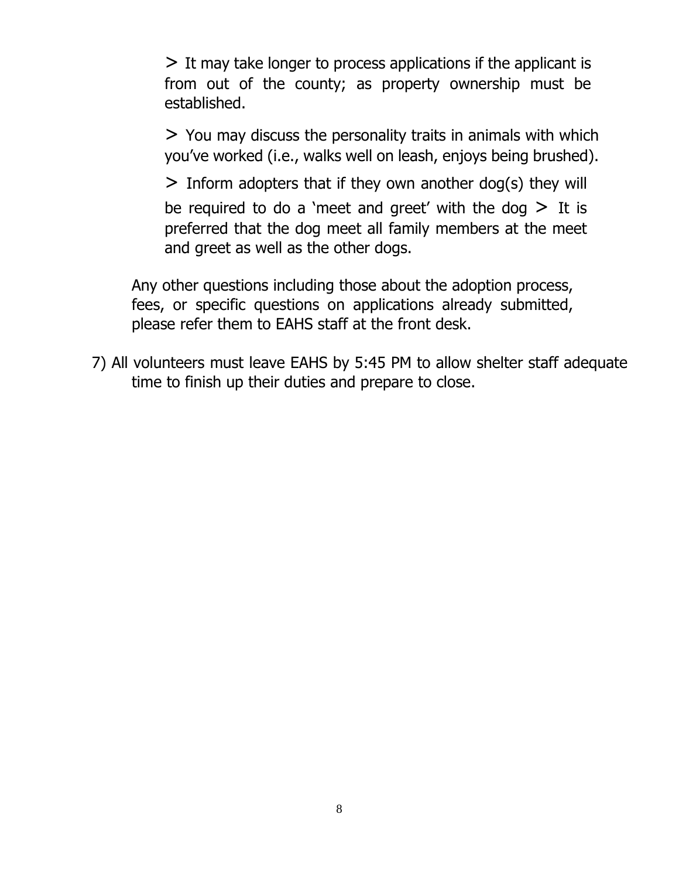> It may take longer to process applications if the applicant is from out of the county; as property ownership must be established.

> You may discuss the personality traits in animals with which you've worked (i.e., walks well on leash, enjoys being brushed).

> Inform adopters that if they own another dog(s) they will be required to do a 'meet and greet' with the dog > It is preferred that the dog meet all family members at the meet and greet as well as the other dogs.

Any other questions including those about the adoption process, fees, or specific questions on applications already submitted, please refer them to EAHS staff at the front desk.

7) All volunteers must leave EAHS by 5:45 PM to allow shelter staff adequate time to finish up their duties and prepare to close.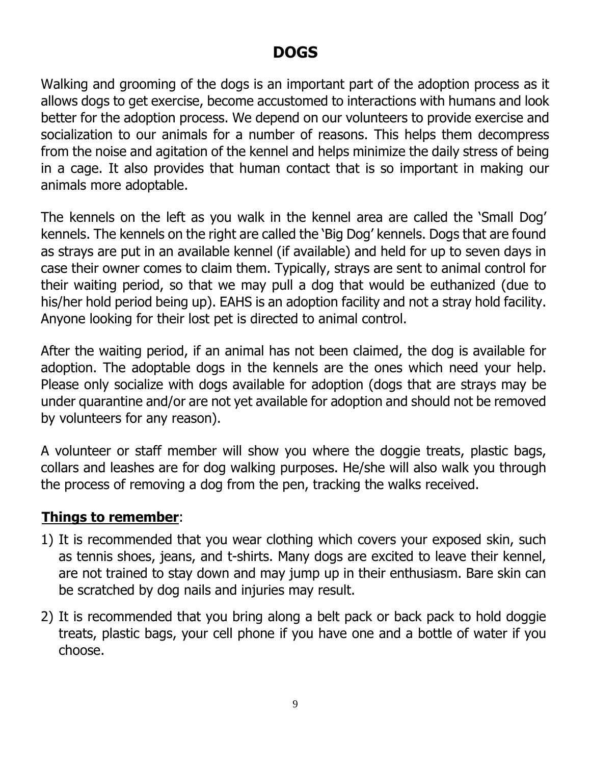# DOGS

Walking and grooming of the dogs is an important part of the adoption process as it allows dogs to get exercise, become accustomed to interactions with humans and look better for the adoption process. We depend on our volunteers to provide exercise and socialization to our animals for a number of reasons. This helps them decompress from the noise and agitation of the kennel and helps minimize the daily stress of being in a cage. It also provides that human contact that is so important in making our animals more adoptable.

The kennels on the left as you walk in the kennel area are called the 'Small Dog' kennels. The kennels on the right are called the 'Big Dog' kennels. Dogs that are found as strays are put in an available kennel (if available) and held for up to seven days in case their owner comes to claim them. Typically, strays are sent to animal control for their waiting period, so that we may pull a dog that would be euthanized (due to his/her hold period being up). EAHS is an adoption facility and not a stray hold facility. Anyone looking for their lost pet is directed to animal control.

After the waiting period, if an animal has not been claimed, the dog is available for adoption. The adoptable dogs in the kennels are the ones which need your help. Please only socialize with dogs available for adoption (dogs that are strays may be under quarantine and/or are not yet available for adoption and should not be removed by volunteers for any reason).

A volunteer or staff member will show you where the doggie treats, plastic bags, collars and leashes are for dog walking purposes. He/she will also walk you through the process of removing a dog from the pen, tracking the walks received.

**Things to remember**:

1) It is recommended that you wear clothing which covers your exposed skin, such as tennis shoes, jeans, and t-shirts. Many dogs are excited to leave their kennel, are not trained to stay down and may jump up in their enthusiasm. Bare skin can be scratched by dog nails and injuries may result.
2) It is recommended that you bring along a belt pack or back pack to hold doggie treats, plastic bags, your cell phone if you have one and a bottle of water if you choose.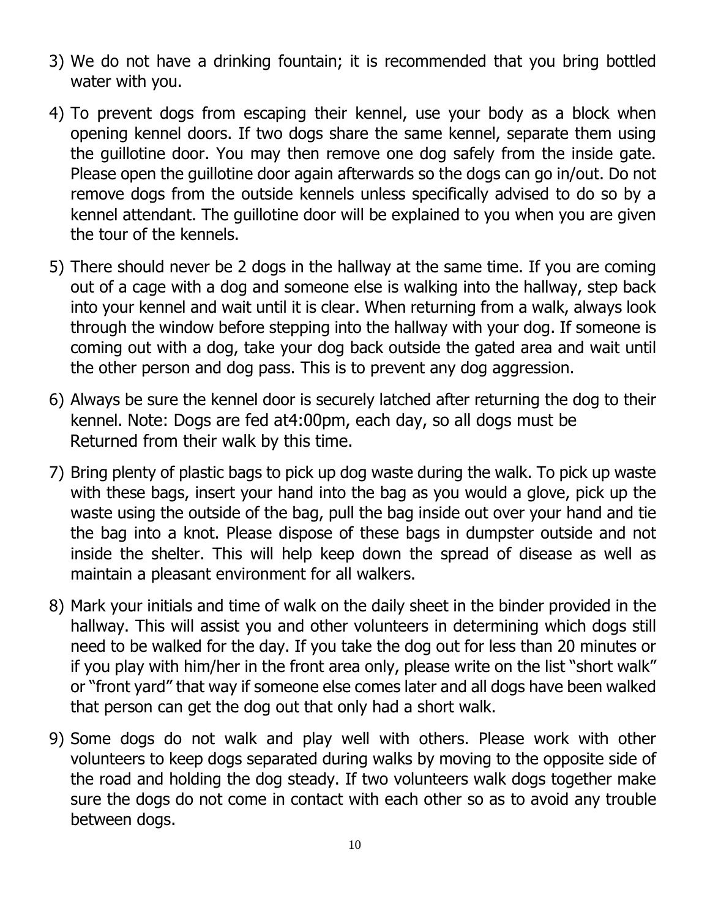3) We do not have a drinking fountain; it is recommended that you bring bottled water with you.

4) To prevent dogs from escaping their kennel, use your body as a block when opening kennel doors. If two dogs share the same kennel, separate them using the guillotine door. You may then remove one dog safely from the inside gate. Please open the guillotine door again afterwards so the dogs can go in/out. Do not remove dogs from the outside kennels unless specifically advised to do so by a kennel attendant. The guillotine door will be explained to you when you are given the tour of the kennels.

5) There should never be 2 dogs in the hallway at the same time. If you are coming out of a cage with a dog and someone else is walking into the hallway, step back into your kennel and wait until it is clear. When returning from a walk, always look through the window before stepping into the hallway with your dog. If someone is coming out with a dog, take your dog back outside the gated area and wait until the other person and dog pass. This is to prevent any dog aggression.

6) Always be sure the kennel door is securely latched after returning the dog to their kennel. Note: Dogs are fed at4:00pm, each day, so all dogs must be Returned from their walk by this time.

7) Bring plenty of plastic bags to pick up dog waste during the walk. To pick up waste with these bags, insert your hand into the bag as you would a glove, pick up the waste using the outside of the bag, pull the bag inside out over your hand and tie the bag into a knot. Please dispose of these bags in dumpster outside and not inside the shelter. This will help keep down the spread of disease as well as maintain a pleasant environment for all walkers.

8) Mark your initials and time of walk on the daily sheet in the binder provided in the hallway. This will assist you and other volunteers in determining which dogs still need to be walked for the day. If you take the dog out for less than 20 minutes or if you play with him/her in the front area only, please write on the list "short walk" or "front yard" that way if someone else comes later and all dogs have been walked that person can get the dog out that only had a short walk.

9) Some dogs do not walk and play well with others. Please work with other volunteers to keep dogs separated during walks by moving to the opposite side of the road and holding the dog steady. If two volunteers walk dogs together make sure the dogs do not come in contact with each other so as to avoid any trouble between dogs.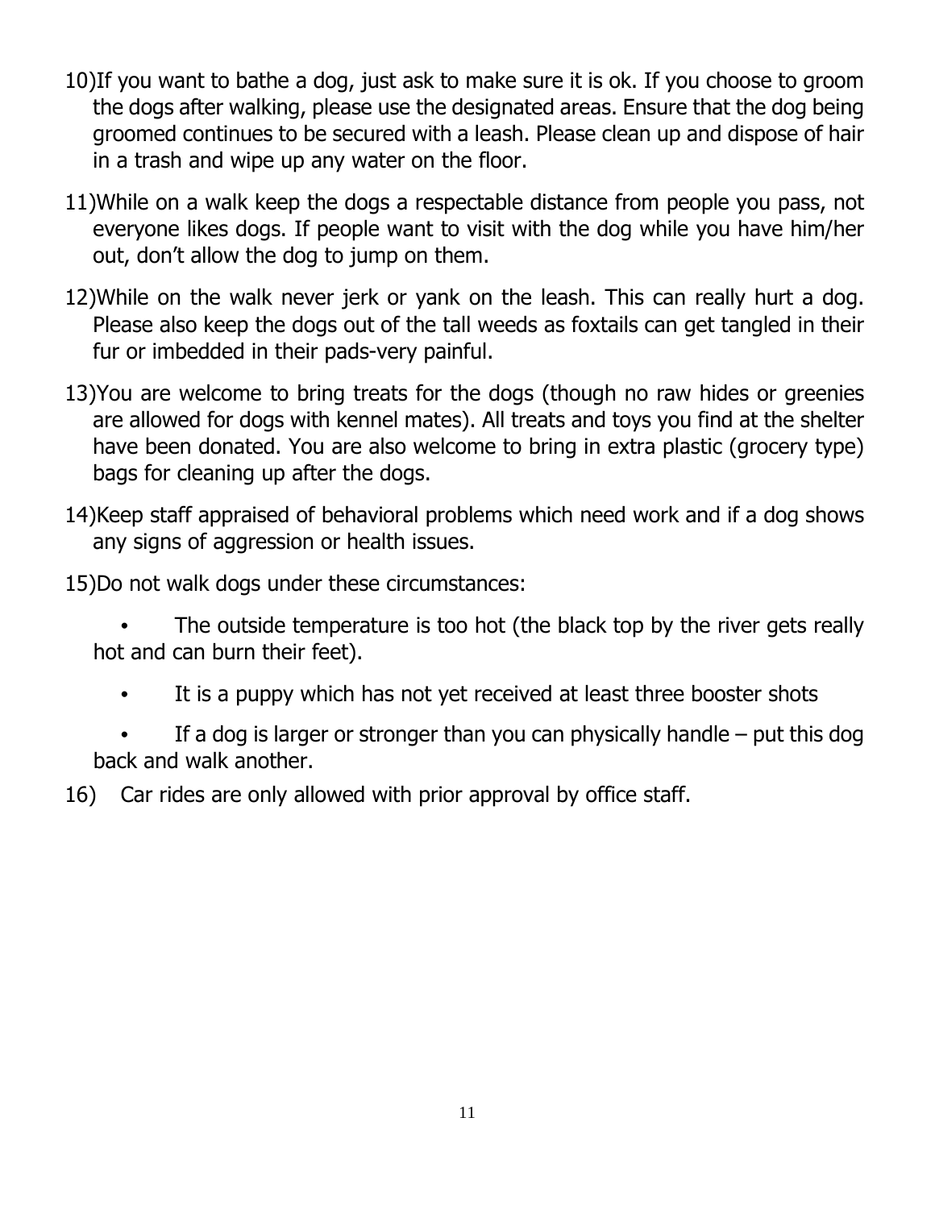10) If you want to bathe a dog, just ask to make sure it is ok. If you choose to groom the dogs after walking, please use the designated areas. Ensure that the dog being groomed continues to be secured with a leash. Please clean up and dispose of hair in a trash and wipe up any water on the floor.

11) While on a walk keep the dogs a respectable distance from people you pass, not everyone likes dogs. If people want to visit with the dog while you have him/her out, don't allow the dog to jump on them.

12) While on the walk never jerk or yank on the leash. This can really hurt a dog. Please also keep the dogs out of the tall weeds as foxtails can get tangled in their fur or imbedded in their pads-very painful.

13) You are welcome to bring treats for the dogs (though no raw hides or greenies are allowed for dogs with kennel mates). All treats and toys you find at the shelter have been donated. You are also welcome to bring in extra plastic (grocery type) bags for cleaning up after the dogs.

14) Keep staff appraised of behavioral problems which need work and if a dog shows any signs of aggression or health issues.

15) Do not walk dogs under these circumstances:

- The outside temperature is too hot (the black top by the river gets really hot and can burn their feet).
- It is a puppy which has not yet received at least three booster shots
- If a dog is larger or stronger than you can physically handle – put this dog back and walk another.

16) Car rides are only allowed with prior approval by office staff.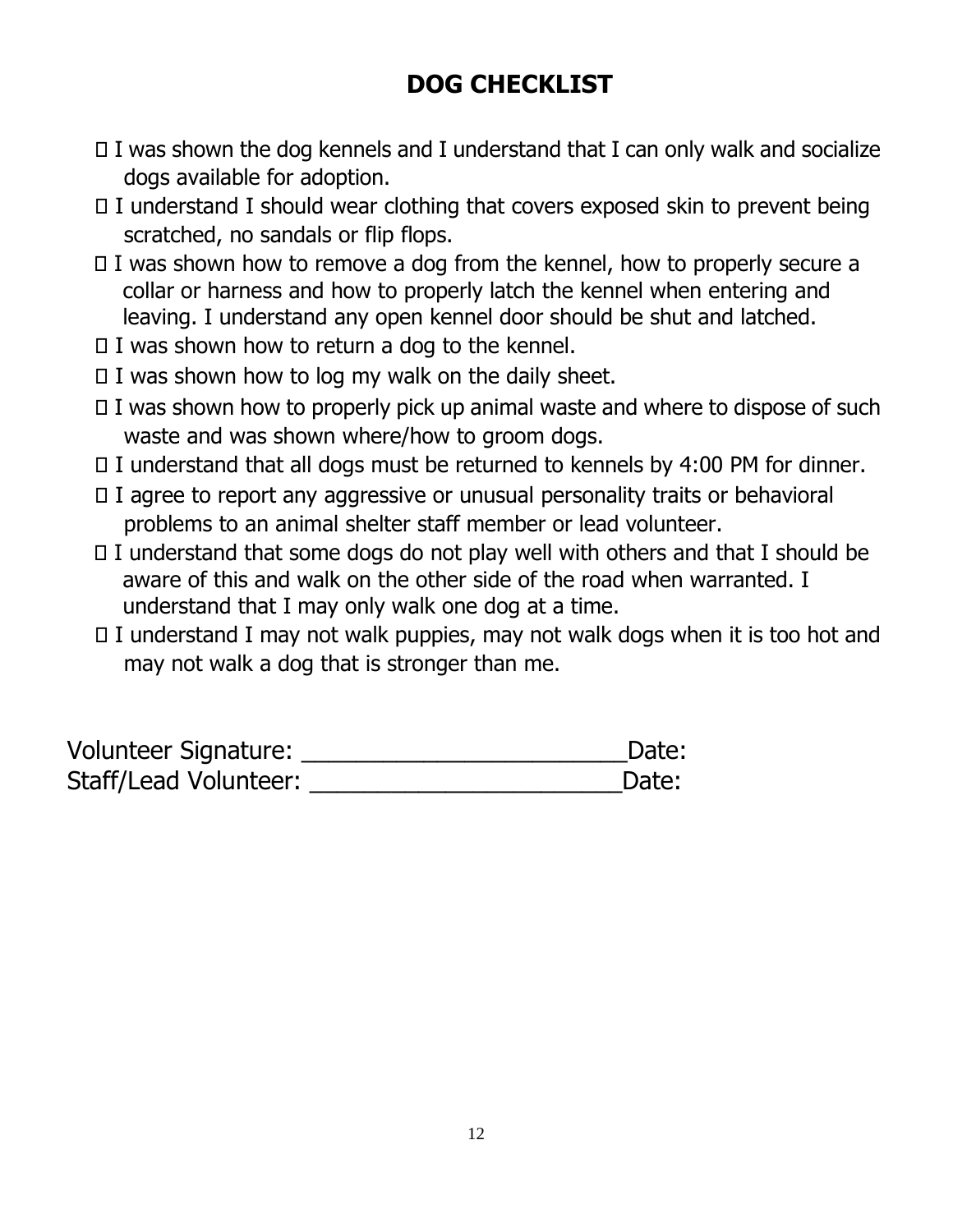# DOG CHECKLIST

- I was shown the dog kennels and I understand that I can only walk and socialize dogs available for adoption.
- I understand I should wear clothing that covers exposed skin to prevent being scratched, no sandals or flip flops.
- I was shown how to remove a dog from the kennel, how to properly secure a collar or harness and how to properly latch the kennel when entering and leaving. I understand any open kennel door should be shut and latched.
- I was shown how to return a dog to the kennel.
- I was shown how to log my walk on the daily sheet.
- I was shown how to properly pick up animal waste and where to dispose of such waste and was shown where/how to groom dogs.
- I understand that all dogs must be returned to kennels by 4:00 PM for dinner.
- I agree to report any aggressive or unusual personality traits or behavioral problems to an animal shelter staff member or lead volunteer.
- I understand that some dogs do not play well with others and that I should be aware of this and walk on the other side of the road when warranted. I understand that I may only walk one dog at a time.
- I understand I may not walk puppies, may not walk dogs when it is too hot and may not walk a dog that is stronger than me.

Volunteer Signature: ________________________Date:

Staff/Lead Volunteer: _______________________Date: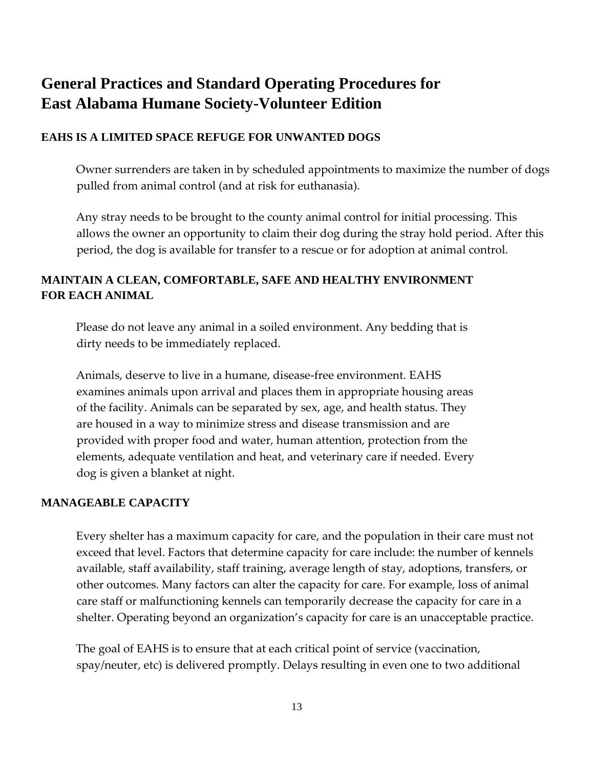# General Practices and Standard Operating Procedures for East Alabama Humane Society-Volunteer Edition

## EAHS IS A LIMITED SPACE REFUGE FOR UNWANTED DOGS

Owner surrenders are taken in by scheduled appointments to maximize the number of dogs pulled from animal control (and at risk for euthanasia).

Any stray needs to be brought to the county animal control for initial processing. This allows the owner an opportunity to claim their dog during the stray hold period. After this period, the dog is available for transfer to a rescue or for adoption at animal control.

## MAINTAIN A CLEAN, COMFORTABLE, SAFE AND HEALTHY ENVIRONMENT FOR EACH ANIMAL

Please do not leave any animal in a soiled environment. Any bedding that is dirty needs to be immediately replaced.

Animals, deserve to live in a humane, disease-free environment. EAHS examines animals upon arrival and places them in appropriate housing areas of the facility. Animals can be separated by sex, age, and health status. They are housed in a way to minimize stress and disease transmission and are provided with proper food and water, human attention, protection from the elements, adequate ventilation and heat, and veterinary care if needed. Every dog is given a blanket at night.

## MANAGEABLE CAPACITY

Every shelter has a maximum capacity for care, and the population in their care must not exceed that level. Factors that determine capacity for care include: the number of kennels available, staff availability, staff training, average length of stay, adoptions, transfers, or other outcomes. Many factors can alter the capacity for care. For example, loss of animal care staff or malfunctioning kennels can temporarily decrease the capacity for care in a shelter. Operating beyond an organization's capacity for care is an unacceptable practice.

The goal of EAHS is to ensure that at each critical point of service (vaccination, spay/neuter, etc) is delivered promptly. Delays resulting in even one to two additional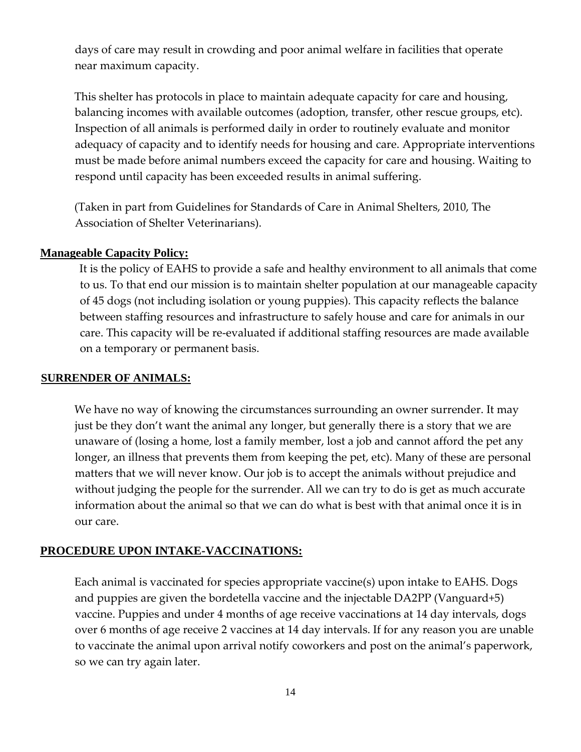days of care may result in crowding and poor animal welfare in facilities that operate near maximum capacity.

This shelter has protocols in place to maintain adequate capacity for care and housing, balancing incomes with available outcomes (adoption, transfer, other rescue groups, etc). Inspection of all animals is performed daily in order to routinely evaluate and monitor adequacy of capacity and to identify needs for housing and care. Appropriate interventions must be made before animal numbers exceed the capacity for care and housing. Waiting to respond until capacity has been exceeded results in animal suffering.

(Taken in part from Guidelines for Standards of Care in Animal Shelters, 2010, The Association of Shelter Veterinarians).

## Manageable Capacity Policy:

It is the policy of EAHS to provide a safe and healthy environment to all animals that come to us. To that end our mission is to maintain shelter population at our manageable capacity of 45 dogs (not including isolation or young puppies). This capacity reflects the balance between staffing resources and infrastructure to safely house and care for animals in our care. This capacity will be re-evaluated if additional staffing resources are made available on a temporary or permanent basis.

## SURRENDER OF ANIMALS:

We have no way of knowing the circumstances surrounding an owner surrender. It may just be they don't want the animal any longer, but generally there is a story that we are unaware of (losing a home, lost a family member, lost a job and cannot afford the pet any longer, an illness that prevents them from keeping the pet, etc). Many of these are personal matters that we will never know. Our job is to accept the animals without prejudice and without judging the people for the surrender. All we can try to do is get as much accurate information about the animal so that we can do what is best with that animal once it is in our care.

## PROCEDURE UPON INTAKE-VACCINATIONS:

Each animal is vaccinated for species appropriate vaccine(s) upon intake to EAHS. Dogs and puppies are given the bordetella vaccine and the injectable DA2PP (Vanguard+5) vaccine. Puppies and under 4 months of age receive vaccinations at 14 day intervals, dogs over 6 months of age receive 2 vaccines at 14 day intervals. If for any reason you are unable to vaccinate the animal upon arrival notify coworkers and post on the animal's paperwork, so we can try again later.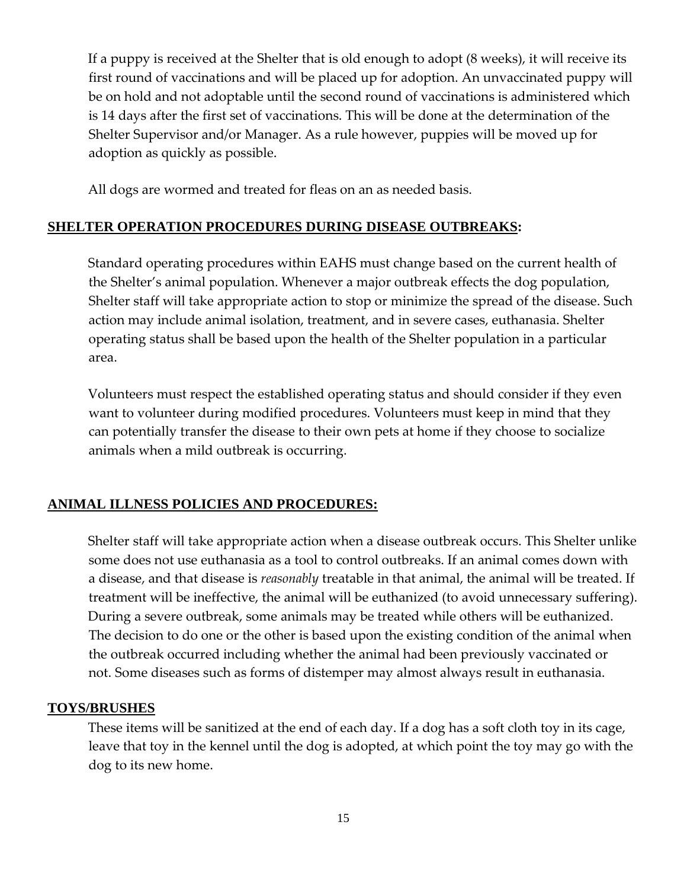If a puppy is received at the Shelter that is old enough to adopt (8 weeks), it will receive its first round of vaccinations and will be placed up for adoption. An unvaccinated puppy will be on hold and not adoptable until the second round of vaccinations is administered which is 14 days after the first set of vaccinations. This will be done at the determination of the Shelter Supervisor and/or Manager. As a rule however, puppies will be moved up for adoption as quickly as possible.

All dogs are wormed and treated for fleas on an as needed basis.

## SHELTER OPERATION PROCEDURES DURING DISEASE OUTBREAKS:

Standard operating procedures within EAHS must change based on the current health of the Shelter's animal population. Whenever a major outbreak effects the dog population, Shelter staff will take appropriate action to stop or minimize the spread of the disease. Such action may include animal isolation, treatment, and in severe cases, euthanasia. Shelter operating status shall be based upon the health of the Shelter population in a particular area.

Volunteers must respect the established operating status and should consider if they even want to volunteer during modified procedures. Volunteers must keep in mind that they can potentially transfer the disease to their own pets at home if they choose to socialize animals when a mild outbreak is occurring.

## ANIMAL ILLNESS POLICIES AND PROCEDURES:

Shelter staff will take appropriate action when a disease outbreak occurs. This Shelter unlike some does not use euthanasia as a tool to control outbreaks. If an animal comes down with a disease, and that disease is *reasonably* treatable in that animal, the animal will be treated. If treatment will be ineffective, the animal will be euthanized (to avoid unnecessary suffering). During a severe outbreak, some animals may be treated while others will be euthanized. The decision to do one or the other is based upon the existing condition of the animal when the outbreak occurred including whether the animal had been previously vaccinated or not. Some diseases such as forms of distemper may almost always result in euthanasia.

## TOYS/BRUSHES

These items will be sanitized at the end of each day. If a dog has a soft cloth toy in its cage, leave that toy in the kennel until the dog is adopted, at which point the toy may go with the dog to its new home.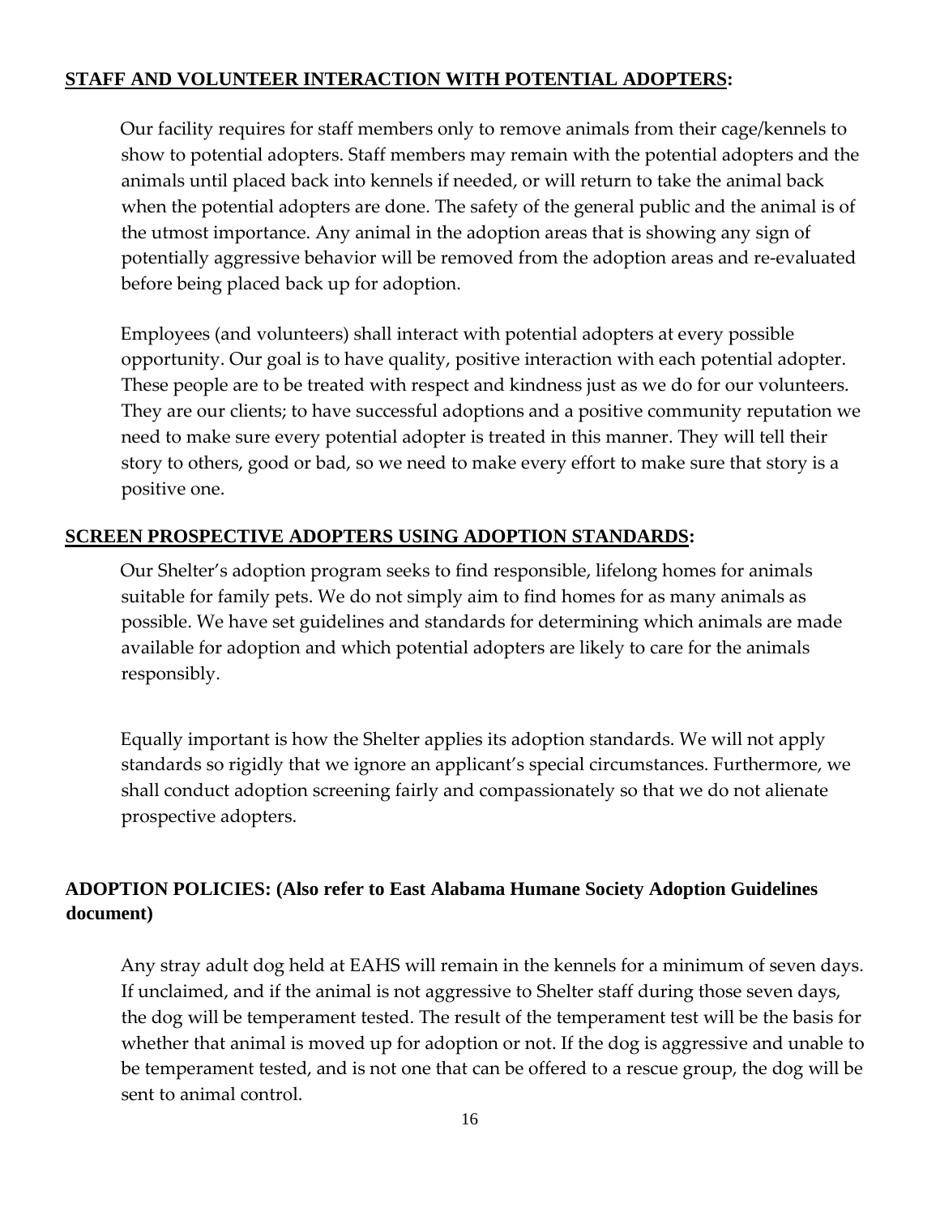## **STAFF AND VOLUNTEER INTERACTION WITH POTENTIAL ADOPTERS:**

Our facility requires for staff members only to remove animals from their cage/kennels to show to potential adopters. Staff members may remain with the potential adopters and the animals until placed back into kennels if needed, or will return to take the animal back when the potential adopters are done. The safety of the general public and the animal is of the utmost importance. Any animal in the adoption areas that is showing any sign of potentially aggressive behavior will be removed from the adoption areas and re-evaluated before being placed back up for adoption.

Employees (and volunteers) shall interact with potential adopters at every possible opportunity. Our goal is to have quality, positive interaction with each potential adopter. These people are to be treated with respect and kindness just as we do for our volunteers. They are our clients; to have successful adoptions and a positive community reputation we need to make sure every potential adopter is treated in this manner. They will tell their story to others, good or bad, so we need to make every effort to make sure that story is a positive one.

## **SCREEN PROSPECTIVE ADOPTERS USING ADOPTION STANDARDS:**

Our Shelter's adoption program seeks to find responsible, lifelong homes for animals suitable for family pets. We do not simply aim to find homes for as many animals as possible. We have set guidelines and standards for determining which animals are made available for adoption and which potential adopters are likely to care for the animals responsibly.

Equally important is how the Shelter applies its adoption standards. We will not apply standards so rigidly that we ignore an applicant's special circumstances. Furthermore, we shall conduct adoption screening fairly and compassionately so that we do not alienate prospective adopters.

## **ADOPTION POLICIES: (Also refer to East Alabama Humane Society Adoption Guidelines document)**

Any stray adult dog held at EAHS will remain in the kennels for a minimum of seven days. If unclaimed, and if the animal is not aggressive to Shelter staff during those seven days, the dog will be temperament tested. The result of the temperament test will be the basis for whether that animal is moved up for adoption or not. If the dog is aggressive and unable to be temperament tested, and is not one that can be offered to a rescue group, the dog will be sent to animal control.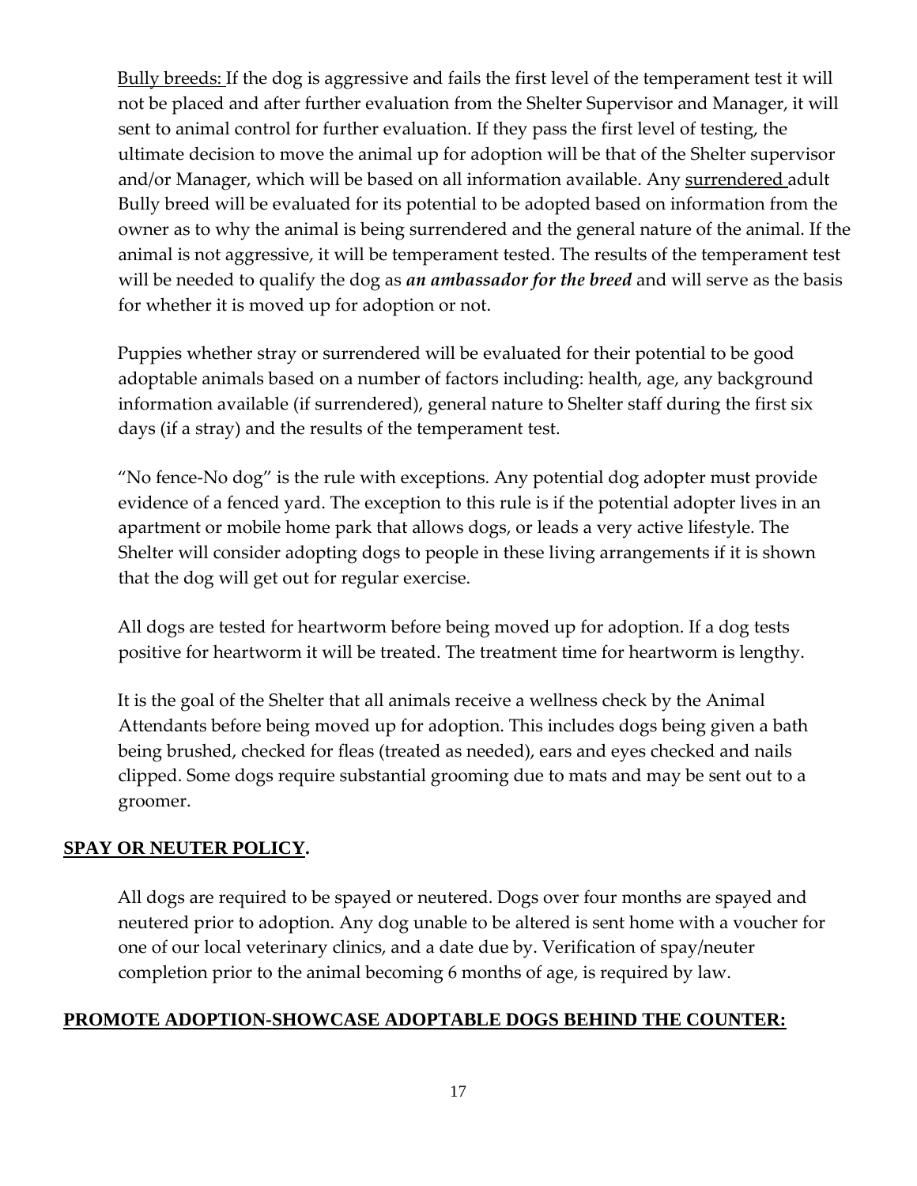Bully breeds: If the dog is aggressive and fails the first level of the temperament test it will not be placed and after further evaluation from the Shelter Supervisor and Manager, it will sent to animal control for further evaluation. If they pass the first level of testing, the ultimate decision to move the animal up for adoption will be that of the Shelter supervisor and/or Manager, which will be based on all information available. Any surrendered adult Bully breed will be evaluated for its potential to be adopted based on information from the owner as to why the animal is being surrendered and the general nature of the animal. If the animal is not aggressive, it will be temperament tested. The results of the temperament test will be needed to qualify the dog as ***an ambassador for the breed*** and will serve as the basis for whether it is moved up for adoption or not.

Puppies whether stray or surrendered will be evaluated for their potential to be good adoptable animals based on a number of factors including: health, age, any background information available (if surrendered), general nature to Shelter staff during the first six days (if a stray) and the results of the temperament test.

"No fence-No dog" is the rule with exceptions. Any potential dog adopter must provide evidence of a fenced yard. The exception to this rule is if the potential adopter lives in an apartment or mobile home park that allows dogs, or leads a very active lifestyle. The Shelter will consider adopting dogs to people in these living arrangements if it is shown that the dog will get out for regular exercise.

All dogs are tested for heartworm before being moved up for adoption. If a dog tests positive for heartworm it will be treated. The treatment time for heartworm is lengthy.

It is the goal of the Shelter that all animals receive a wellness check by the Animal Attendants before being moved up for adoption. This includes dogs being given a bath being brushed, checked for fleas (treated as needed), ears and eyes checked and nails clipped. Some dogs require substantial grooming due to mats and may be sent out to a groomer.

## SPAY OR NEUTER POLICY.

All dogs are required to be spayed or neutered. Dogs over four months are spayed and neutered prior to adoption. Any dog unable to be altered is sent home with a voucher for one of our local veterinary clinics, and a date due by. Verification of spay/neuter completion prior to the animal becoming 6 months of age, is required by law.

## PROMOTE ADOPTION-SHOWCASE ADOPTABLE DOGS BEHIND THE COUNTER: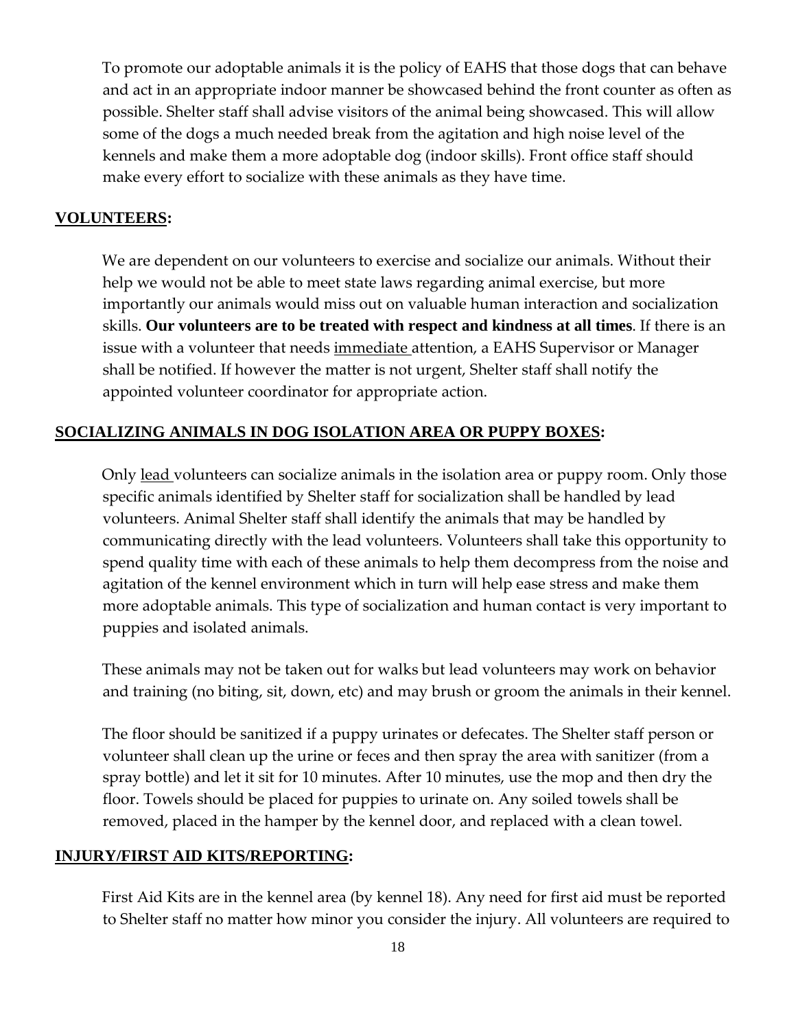To promote our adoptable animals it is the policy of EAHS that those dogs that can behave and act in an appropriate indoor manner be showcased behind the front counter as often as possible. Shelter staff shall advise visitors of the animal being showcased. This will allow some of the dogs a much needed break from the agitation and high noise level of the kennels and make them a more adoptable dog (indoor skills). Front office staff should make every effort to socialize with these animals as they have time.

## VOLUNTEERS:

We are dependent on our volunteers to exercise and socialize our animals. Without their help we would not be able to meet state laws regarding animal exercise, but more importantly our animals would miss out on valuable human interaction and socialization skills. **Our volunteers are to be treated with respect and kindness at all times**. If there is an issue with a volunteer that needs <u>immediate</u> attention, a EAHS Supervisor or Manager shall be notified. If however the matter is not urgent, Shelter staff shall notify the appointed volunteer coordinator for appropriate action.

## SOCIALIZING ANIMALS IN DOG ISOLATION AREA OR PUPPY BOXES:

Only <u>lead</u> volunteers can socialize animals in the isolation area or puppy room. Only those specific animals identified by Shelter staff for socialization shall be handled by lead volunteers. Animal Shelter staff shall identify the animals that may be handled by communicating directly with the lead volunteers. Volunteers shall take this opportunity to spend quality time with each of these animals to help them decompress from the noise and agitation of the kennel environment which in turn will help ease stress and make them more adoptable animals. This type of socialization and human contact is very important to puppies and isolated animals.

These animals may not be taken out for walks but lead volunteers may work on behavior and training (no biting, sit, down, etc) and may brush or groom the animals in their kennel.

The floor should be sanitized if a puppy urinates or defecates. The Shelter staff person or volunteer shall clean up the urine or feces and then spray the area with sanitizer (from a spray bottle) and let it sit for 10 minutes. After 10 minutes, use the mop and then dry the floor. Towels should be placed for puppies to urinate on. Any soiled towels shall be removed, placed in the hamper by the kennel door, and replaced with a clean towel.

## INJURY/FIRST AID KITS/REPORTING:

First Aid Kits are in the kennel area (by kennel 18). Any need for first aid must be reported to Shelter staff no matter how minor you consider the injury. All volunteers are required to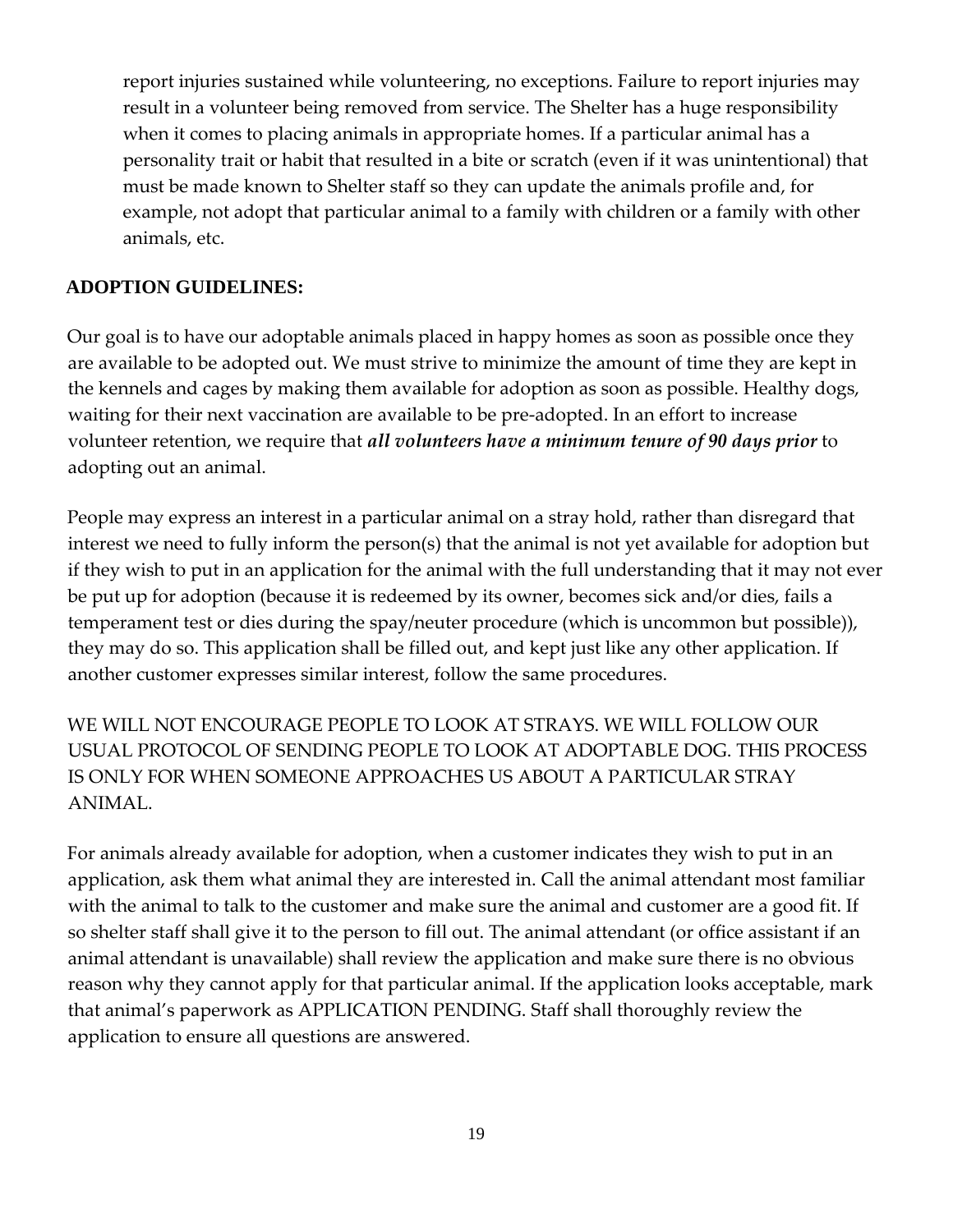report injuries sustained while volunteering, no exceptions. Failure to report injuries may result in a volunteer being removed from service. The Shelter has a huge responsibility when it comes to placing animals in appropriate homes. If a particular animal has a personality trait or habit that resulted in a bite or scratch (even if it was unintentional) that must be made known to Shelter staff so they can update the animals profile and, for example, not adopt that particular animal to a family with children or a family with other animals, etc.

**ADOPTION GUIDELINES:**

Our goal is to have our adoptable animals placed in happy homes as soon as possible once they are available to be adopted out. We must strive to minimize the amount of time they are kept in the kennels and cages by making them available for adoption as soon as possible. Healthy dogs, waiting for their next vaccination are available to be pre-adopted. In an effort to increase volunteer retention, we require that ***all volunteers have a minimum tenure of 90 days prior*** to adopting out an animal.

People may express an interest in a particular animal on a stray hold, rather than disregard that interest we need to fully inform the person(s) that the animal is not yet available for adoption but if they wish to put in an application for the animal with the full understanding that it may not ever be put up for adoption (because it is redeemed by its owner, becomes sick and/or dies, fails a temperament test or dies during the spay/neuter procedure (which is uncommon but possible)), they may do so. This application shall be filled out, and kept just like any other application. If another customer expresses similar interest, follow the same procedures.

WE WILL NOT ENCOURAGE PEOPLE TO LOOK AT STRAYS. WE WILL FOLLOW OUR USUAL PROTOCOL OF SENDING PEOPLE TO LOOK AT ADOPTABLE DOG. THIS PROCESS IS ONLY FOR WHEN SOMEONE APPROACHES US ABOUT A PARTICULAR STRAY ANIMAL.

For animals already available for adoption, when a customer indicates they wish to put in an application, ask them what animal they are interested in. Call the animal attendant most familiar with the animal to talk to the customer and make sure the animal and customer are a good fit. If so shelter staff shall give it to the person to fill out. The animal attendant (or office assistant if an animal attendant is unavailable) shall review the application and make sure there is no obvious reason why they cannot apply for that particular animal. If the application looks acceptable, mark that animal's paperwork as APPLICATION PENDING. Staff shall thoroughly review the application to ensure all questions are answered.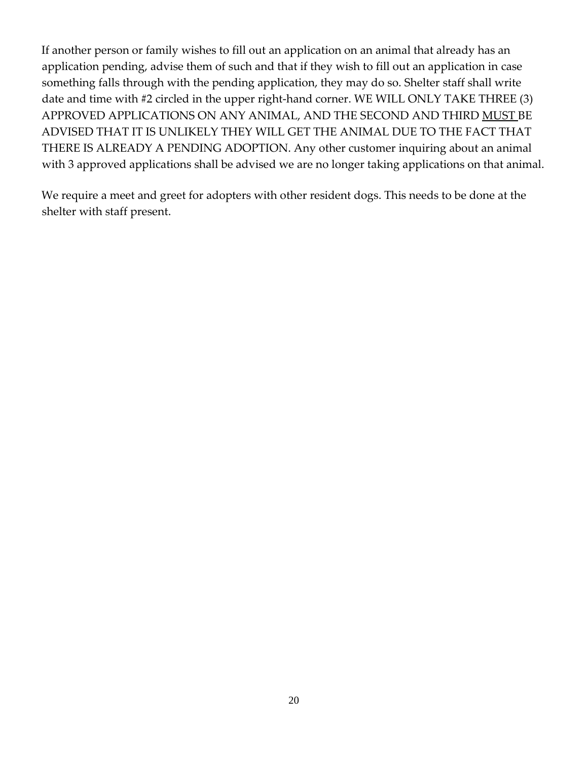If another person or family wishes to fill out an application on an animal that already has an application pending, advise them of such and that if they wish to fill out an application in case something falls through with the pending application, they may do so. Shelter staff shall write date and time with #2 circled in the upper right-hand corner. WE WILL ONLY TAKE THREE (3) APPROVED APPLICATIONS ON ANY ANIMAL, AND THE SECOND AND THIRD <u>MUST</u> BE ADVISED THAT IT IS UNLIKELY THEY WILL GET THE ANIMAL DUE TO THE FACT THAT THERE IS ALREADY A PENDING ADOPTION. Any other customer inquiring about an animal with 3 approved applications shall be advised we are no longer taking applications on that animal.

We require a meet and greet for adopters with other resident dogs. This needs to be done at the shelter with staff present.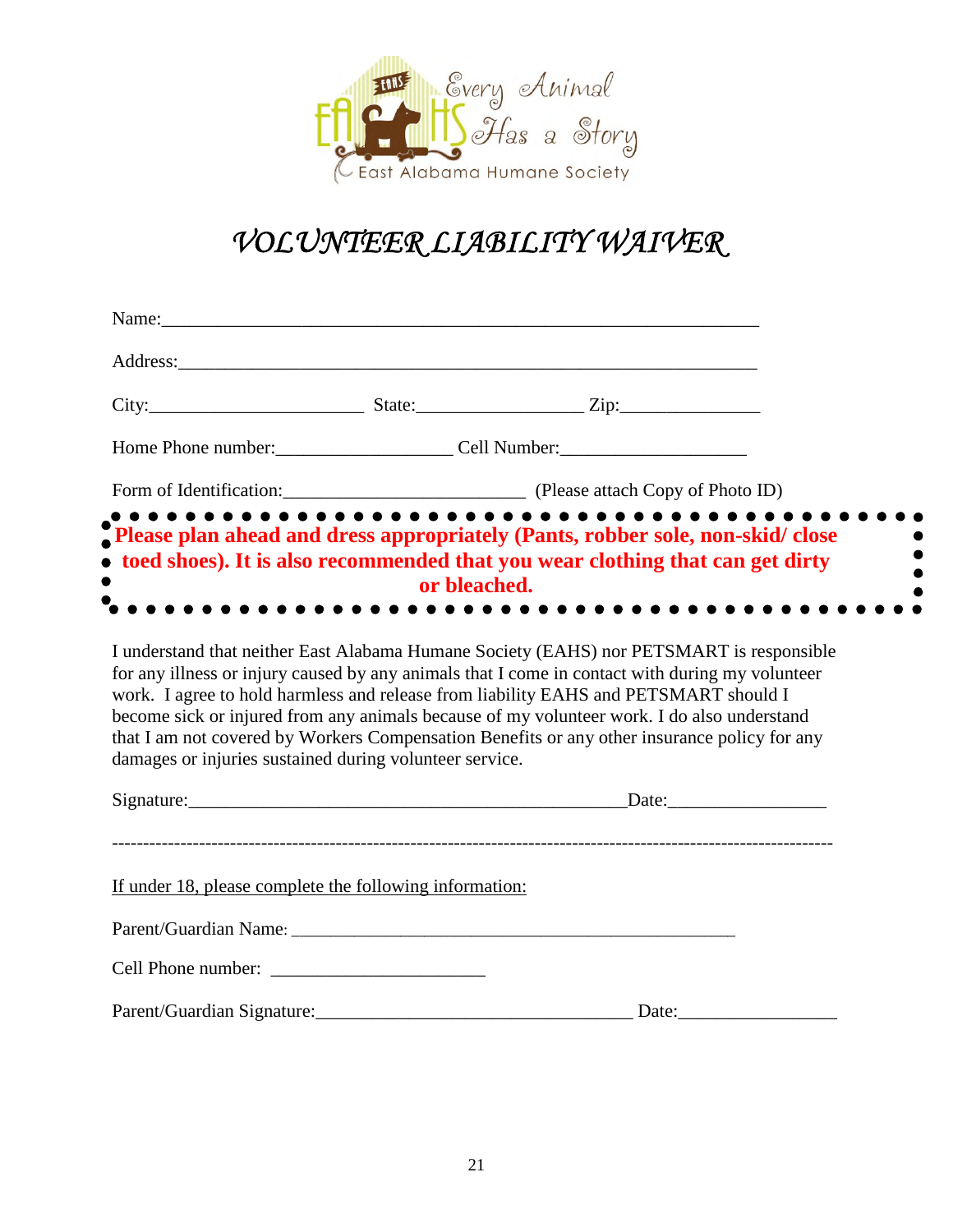Every Animal Has a Story

East Alabama Humane Society

# *VOLUNTEER LIABILITY WAIVER*

Name:\_\_\_\_\_\_\_\_\_\_\_\_\_\_\_\_\_\_\_\_\_\_\_\_\_\_\_\_\_\_\_\_\_\_\_\_\_\_\_\_\_\_\_\_\_\_\_\_\_\_\_\_\_\_\_\_\_\_\_\_\_\_\_

Address:\_\_\_\_\_\_\_\_\_\_\_\_\_\_\_\_\_\_\_\_\_\_\_\_\_\_\_\_\_\_\_\_\_\_\_\_\_\_\_\_\_\_\_\_\_\_\_\_\_\_\_\_\_\_\_\_\_\_\_\_

City:\_\_\_\_\_\_\_\_\_\_\_\_\_\_\_\_\_\_\_\_\_\_ State:\_\_\_\_\_\_\_\_\_\_\_\_\_\_\_\_\_ Zip:\_\_\_\_\_\_\_\_\_\_\_\_\_\_\_

Home Phone number:\_\_\_\_\_\_\_\_\_\_\_\_\_\_\_\_\_\_ Cell Number:\_\_\_\_\_\_\_\_\_\_\_\_\_\_\_\_\_\_\_

Form of Identification:\_\_\_\_\_\_\_\_\_\_\_\_\_\_\_\_\_\_\_\_\_\_\_\_\_ (Please attach Copy of Photo ID)

**Please plan ahead and dress appropriately (Pants, robber sole, non-skid/ close toed shoes). It is also recommended that you wear clothing that can get dirty or bleached.**

I understand that neither East Alabama Humane Society (EAHS) nor PETSMART is responsible for any illness or injury caused by any animals that I come in contact with during my volunteer work. I agree to hold harmless and release from liability EAHS and PETSMART should I become sick or injured from any animals because of my volunteer work. I do also understand that I am not covered by Workers Compensation Benefits or any other insurance policy for any damages or injuries sustained during volunteer service.

Signature:\_\_\_\_\_\_\_\_\_\_\_\_\_\_\_\_\_\_\_\_\_\_\_\_\_\_\_\_\_\_\_\_\_\_\_\_\_\_\_\_\_\_\_\_\_\_Date:\_\_\_\_\_\_\_\_\_\_\_\_\_\_\_\_

---

If under 18, please complete the following information:

Parent/Guardian Name: \_\_\_\_\_\_\_\_\_\_\_\_\_\_\_\_\_\_\_\_\_\_\_\_\_\_\_\_\_\_\_\_\_\_\_\_\_\_\_\_\_\_\_\_\_\_\_

Cell Phone number: \_\_\_\_\_\_\_\_\_\_\_\_\_\_\_\_\_\_\_\_\_\_\_

Parent/Guardian Signature:\_\_\_\_\_\_\_\_\_\_\_\_\_\_\_\_\_\_\_\_\_\_\_\_\_\_\_\_\_\_\_\_\_\_\_ Date:\_\_\_\_\_\_\_\_\_\_\_\_\_\_\_\_